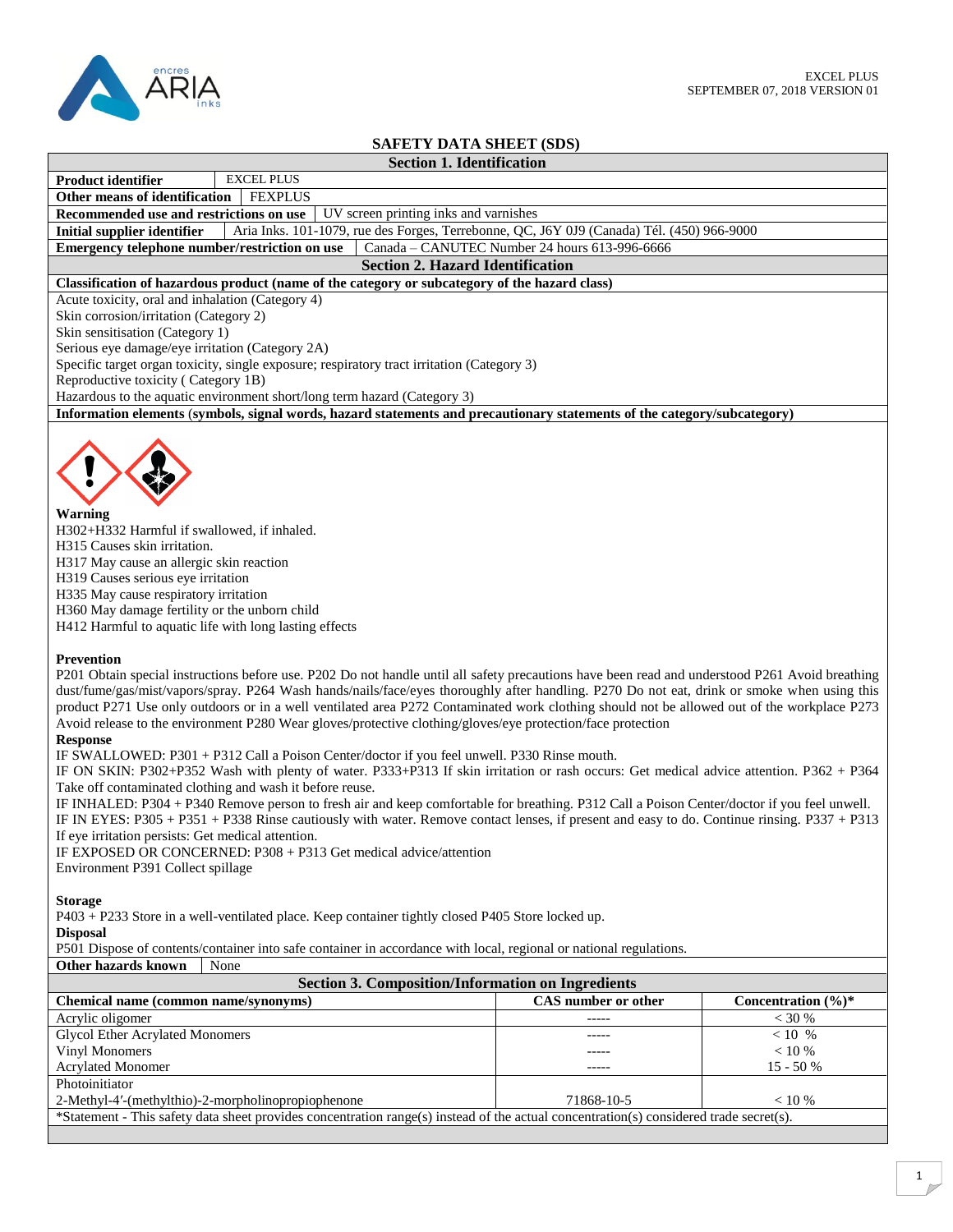EXCEL PLUS
SEPTEMBER 07, 2018 VERSION 01

# SAFETY DATA SHEET (SDS)

## Section 1. Identification

| | |
|---|---|
| **Product identifier** | EXCEL PLUS |
| **Other means of identification** | FEXPLUS |
| **Recommended use and restrictions on use** | UV screen printing inks and varnishes |
| **Initial supplier identifier** | Aria Inks. 101-1079, rue des Forges, Terrebonne, QC, J6Y 0J9 (Canada) Tél. (450) 966-9000 |
| **Emergency telephone number/restriction on use** | Canada – CANUTEC Number 24 hours 613-996-6666 |

## Section 2. Hazard Identification

**Classification of hazardous product (name of the category or subcategory of the hazard class)**

Acute toxicity, oral and inhalation (Category 4)
Skin corrosion/irritation (Category 2)
Skin sensitisation (Category 1)
Serious eye damage/eye irritation (Category 2A)
Specific target organ toxicity, single exposure; respiratory tract irritation (Category 3)
Reproductive toxicity ( Category 1B)
Hazardous to the aquatic environment short/long term hazard (Category 3)

**Information elements (symbols, signal words, hazard statements and precautionary statements of the category/subcategory)**

**Warning**
H302+H332 Harmful if swallowed, if inhaled.
H315 Causes skin irritation.
H317 May cause an allergic skin reaction
H319 Causes serious eye irritation
H335 May cause respiratory irritation
H360 May damage fertility or the unborn child
H412 Harmful to aquatic life with long lasting effects

**Prevention**
P201 Obtain special instructions before use. P202 Do not handle until all safety precautions have been read and understood P261 Avoid breathing dust/fume/gas/mist/vapors/spray. P264 Wash hands/nails/face/eyes thoroughly after handling. P270 Do not eat, drink or smoke when using this product P271 Use only outdoors or in a well ventilated area P272 Contaminated work clothing should not be allowed out of the workplace P273 Avoid release to the environment P280 Wear gloves/protective clothing/gloves/eye protection/face protection

**Response**
IF SWALLOWED: P301 + P312 Call a Poison Center/doctor if you feel unwell. P330 Rinse mouth.
IF ON SKIN: P302+P352 Wash with plenty of water. P333+P313 If skin irritation or rash occurs: Get medical advice attention. P362 + P364 Take off contaminated clothing and wash it before reuse.
IF INHALED: P304 + P340 Remove person to fresh air and keep comfortable for breathing. P312 Call a Poison Center/doctor if you feel unwell.
IF IN EYES: P305 + P351 + P338 Rinse cautiously with water. Remove contact lenses, if present and easy to do. Continue rinsing. P337 + P313 If eye irritation persists: Get medical attention.
IF EXPOSED OR CONCERNED: P308 + P313 Get medical advice/attention
Environment P391 Collect spillage

**Storage**
P403 + P233 Store in a well-ventilated place. Keep container tightly closed P405 Store locked up.

**Disposal**
P501 Dispose of contents/container into safe container in accordance with local, regional or national regulations.

| | |
|---|---|
| **Other hazards known** | None |

## Section 3. Composition/Information on Ingredients

| Chemical name (common name/synonyms) | CAS number or other | Concentration (%)* |
|---|---|---|
| Acrylic oligomer | ----- | < 30 % |
| Glycol Ether Acrylated Monomers | ----- | < 10 % |
| Vinyl Monomers | ----- | < 10 % |
| Acrylated Monomer | ----- | 15 - 50 % |
| Photoinitiator<br>2-Methyl-4′-(methylthio)-2-morpholinopropiophenone | 71868-10-5 | < 10 % |

*Statement - This safety data sheet provides concentration range(s) instead of the actual concentration(s) considered trade secret(s).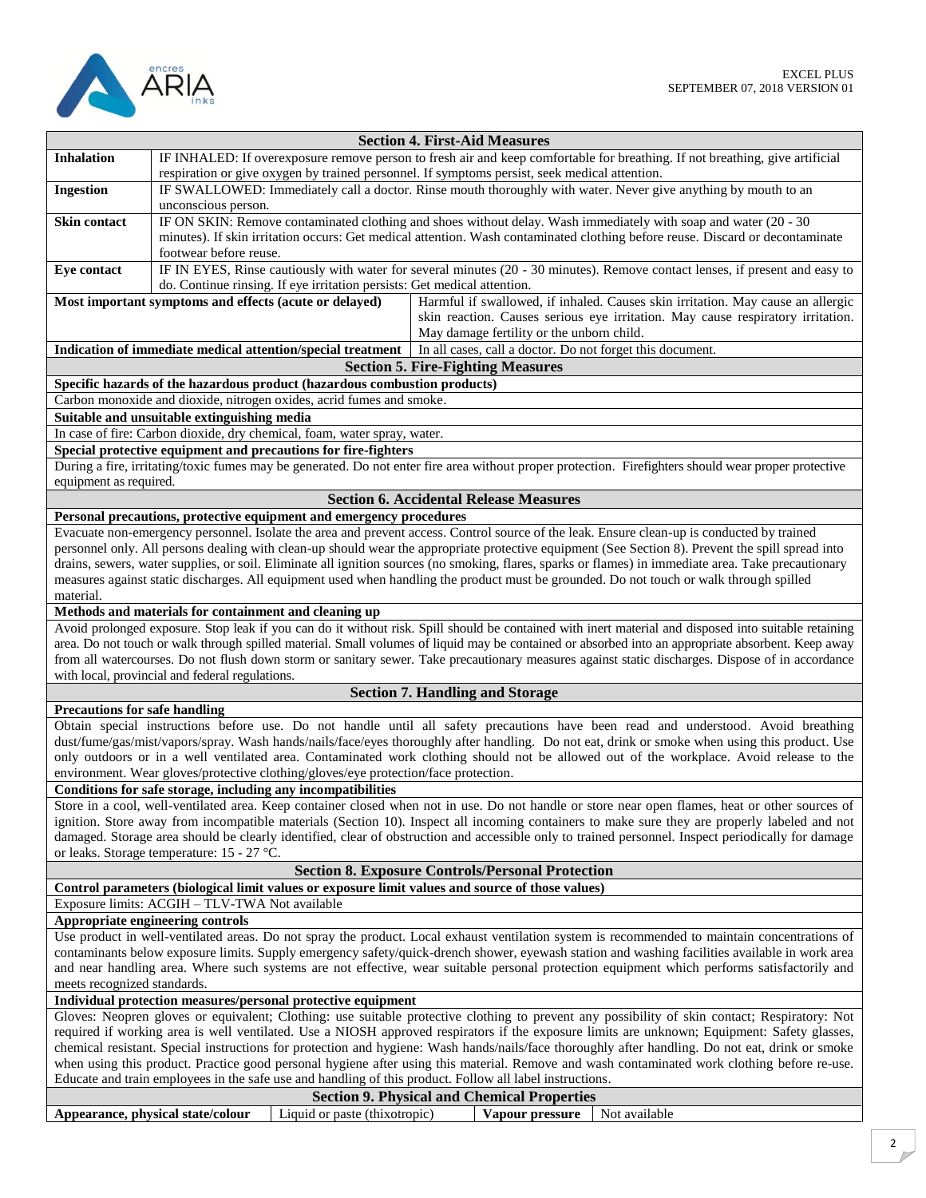## Section 4. First-Aid Measures

| | |
|---|---|
| **Inhalation** | IF INHALED: If overexposure remove person to fresh air and keep comfortable for breathing. If not breathing, give artificial respiration or give oxygen by trained personnel. If symptoms persist, seek medical attention. |
| **Ingestion** | IF SWALLOWED: Immediately call a doctor. Rinse mouth thoroughly with water. Never give anything by mouth to an unconscious person. |
| **Skin contact** | IF ON SKIN: Remove contaminated clothing and shoes without delay. Wash immediately with soap and water (20 - 30 minutes). If skin irritation occurs: Get medical attention. Wash contaminated clothing before reuse. Discard or decontaminate footwear before reuse. |
| **Eye contact** | IF IN EYES, Rinse cautiously with water for several minutes (20 - 30 minutes). Remove contact lenses, if present and easy to do. Continue rinsing. If eye irritation persists: Get medical attention. |
| **Most important symptoms and effects (acute or delayed)** | Harmful if swallowed, if inhaled. Causes skin irritation. May cause an allergic skin reaction. Causes serious eye irritation. May cause respiratory irritation. May damage fertility or the unborn child. |
| **Indication of immediate medical attention/special treatment** | In all cases, call a doctor. Do not forget this document. |

## Section 5. Fire-Fighting Measures

**Specific hazards of the hazardous product (hazardous combustion products)**

Carbon monoxide and dioxide, nitrogen oxides, acrid fumes and smoke.

**Suitable and unsuitable extinguishing media**

In case of fire: Carbon dioxide, dry chemical, foam, water spray, water.

**Special protective equipment and precautions for fire-fighters**

During a fire, irritating/toxic fumes may be generated. Do not enter fire area without proper protection. Firefighters should wear proper protective equipment as required.

## Section 6. Accidental Release Measures

**Personal precautions, protective equipment and emergency procedures**

Evacuate non-emergency personnel. Isolate the area and prevent access. Control source of the leak. Ensure clean-up is conducted by trained personnel only. All persons dealing with clean-up should wear the appropriate protective equipment (See Section 8). Prevent the spill spread into drains, sewers, water supplies, or soil. Eliminate all ignition sources (no smoking, flares, sparks or flames) in immediate area. Take precautionary measures against static discharges. All equipment used when handling the product must be grounded. Do not touch or walk through spilled material.

**Methods and materials for containment and cleaning up**

Avoid prolonged exposure. Stop leak if you can do it without risk. Spill should be contained with inert material and disposed into suitable retaining area. Do not touch or walk through spilled material. Small volumes of liquid may be contained or absorbed into an appropriate absorbent. Keep away from all watercourses. Do not flush down storm or sanitary sewer. Take precautionary measures against static discharges. Dispose of in accordance with local, provincial and federal regulations.

## Section 7. Handling and Storage

**Precautions for safe handling**

Obtain special instructions before use. Do not handle until all safety precautions have been read and understood. Avoid breathing dust/fume/gas/mist/vapors/spray. Wash hands/nails/face/eyes thoroughly after handling. Do not eat, drink or smoke when using this product. Use only outdoors or in a well ventilated area. Contaminated work clothing should not be allowed out of the workplace. Avoid release to the environment. Wear gloves/protective clothing/gloves/eye protection/face protection.

**Conditions for safe storage, including any incompatibilities**

Store in a cool, well-ventilated area. Keep container closed when not in use. Do not handle or store near open flames, heat or other sources of ignition. Store away from incompatible materials (Section 10). Inspect all incoming containers to make sure they are properly labeled and not damaged. Storage area should be clearly identified, clear of obstruction and accessible only to trained personnel. Inspect periodically for damage or leaks. Storage temperature: 15 - 27 °C.

## Section 8. Exposure Controls/Personal Protection

**Control parameters (biological limit values or exposure limit values and source of those values)**

Exposure limits: ACGIH – TLV-TWA Not available

**Appropriate engineering controls**

Use product in well-ventilated areas. Do not spray the product. Local exhaust ventilation system is recommended to maintain concentrations of contaminants below exposure limits. Supply emergency safety/quick-drench shower, eyewash station and washing facilities available in work area and near handling area. Where such systems are not effective, wear suitable personal protection equipment which performs satisfactorily and meets recognized standards.

**Individual protection measures/personal protective equipment**

Gloves: Neopren gloves or equivalent; Clothing: use suitable protective clothing to prevent any possibility of skin contact; Respiratory: Not required if working area is well ventilated. Use a NIOSH approved respirators if the exposure limits are unknown; Equipment: Safety glasses, chemical resistant. Special instructions for protection and hygiene: Wash hands/nails/face thoroughly after handling. Do not eat, drink or smoke when using this product. Practice good personal hygiene after using this material. Remove and wash contaminated work clothing before re-use. Educate and train employees in the safe use and handling of this product. Follow all label instructions.

## Section 9. Physical and Chemical Properties

| | | | |
|---|---|---|---|
| **Appearance, physical state/colour** | Liquid or paste (thixotropic) | **Vapour pressure** | Not available |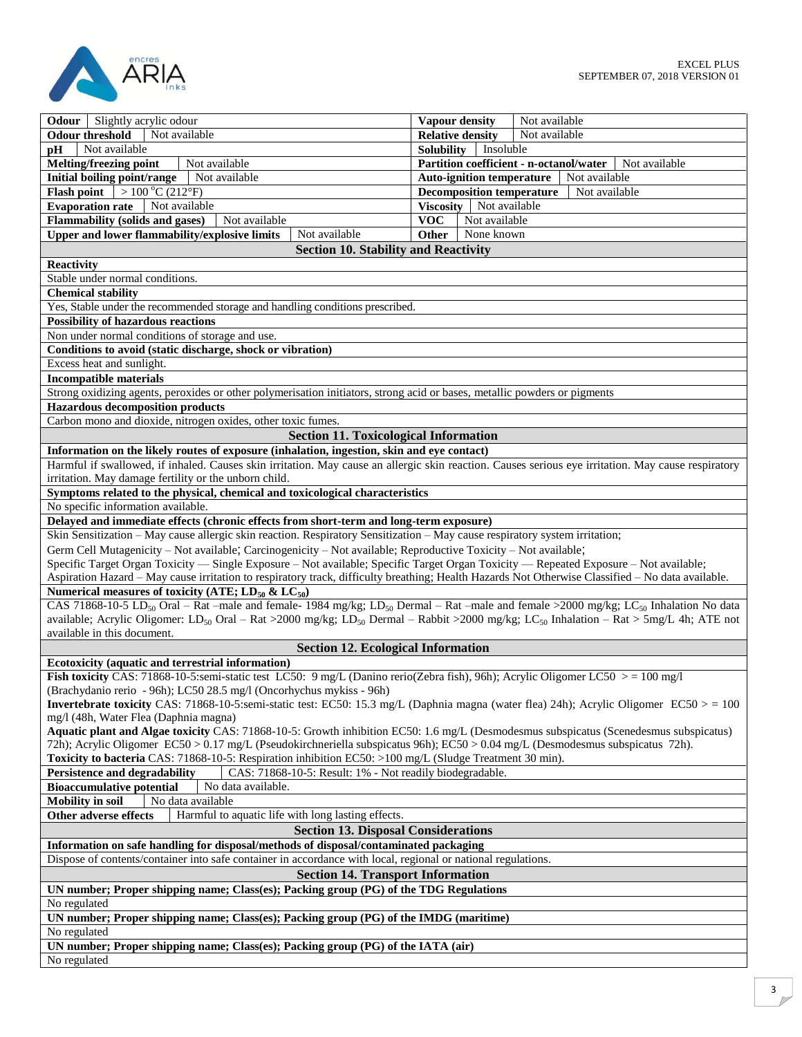| | | | |
|---|---|---|---|
| **Odour** | Slightly acrylic odour | **Vapour density** | Not available |
| **Odour threshold** | Not available | **Relative density** | Not available |
| **pH** | Not available | **Solubility** | Insoluble |
| **Melting/freezing point** | Not available | **Partition coefficient - n-octanol/water** | Not available |
| **Initial boiling point/range** | Not available | **Auto-ignition temperature** | Not available |
| **Flash point** | > 100 °C (212°F) | **Decomposition temperature** | Not available |
| **Evaporation rate** | Not available | **Viscosity** | Not available |
| **Flammability (solids and gases)** | Not available | **VOC** | Not available |
| **Upper and lower flammability/explosive limits** | Not available | **Other** | None known |

## Section 10. Stability and Reactivity

**Reactivity**

Stable under normal conditions.

**Chemical stability**

Yes, Stable under the recommended storage and handling conditions prescribed.

**Possibility of hazardous reactions**

Non under normal conditions of storage and use.

**Conditions to avoid (static discharge, shock or vibration)**

Excess heat and sunlight.

**Incompatible materials**

Strong oxidizing agents, peroxides or other polymerisation initiators, strong acid or bases, metallic powders or pigments

**Hazardous decomposition products**

Carbon mono and dioxide, nitrogen oxides, other toxic fumes.

## Section 11. Toxicological Information

**Information on the likely routes of exposure (inhalation, ingestion, skin and eye contact)**

Harmful if swallowed, if inhaled. Causes skin irritation. May cause an allergic skin reaction. Causes serious eye irritation. May cause respiratory irritation. May damage fertility or the unborn child.

**Symptoms related to the physical, chemical and toxicological characteristics**

No specific information available.

**Delayed and immediate effects (chronic effects from short-term and long-term exposure)**

Skin Sensitization – May cause allergic skin reaction. Respiratory Sensitization – May cause respiratory system irritation;
Germ Cell Mutagenicity – Not available; Carcinogenicity – Not available; Reproductive Toxicity – Not available;
Specific Target Organ Toxicity — Single Exposure – Not available; Specific Target Organ Toxicity — Repeated Exposure – Not available;
Aspiration Hazard – May cause irritation to respiratory track, difficulty breathing; Health Hazards Not Otherwise Classified – No data available.

**Numerical measures of toxicity (ATE; $LD_{50}$ & $LC_{50}$)**

CAS 71868-10-5 $LD_{50}$ Oral – Rat –male and female- 1984 mg/kg; $LD_{50}$ Dermal – Rat –male and female >2000 mg/kg; $LC_{50}$ Inhalation No data available; Acrylic Oligomer: $LD_{50}$ Oral – Rat >2000 mg/kg; $LD_{50}$ Dermal – Rabbit >2000 mg/kg; $LC_{50}$ Inhalation – Rat > 5mg/L 4h; ATE not available in this document.

## Section 12. Ecological Information

**Ecotoxicity (aquatic and terrestrial information)**

**Fish toxicity** CAS: 71868-10-5:semi-static test LC50: 9 mg/L (Danino rerio(Zebra fish), 96h); Acrylic Oligomer LC50 > = 100 mg/l (Brachydanio rerio - 96h); LC50 28.5 mg/l (Oncorhychus mykiss - 96h)
**Invertebrate toxicity** CAS: 71868-10-5:semi-static test: EC50: 15.3 mg/L (Daphnia magna (water flea) 24h); Acrylic Oligomer EC50 > = 100 mg/l (48h, Water Flea (Daphnia magna)
**Aquatic plant and Algae toxicity** CAS: 71868-10-5: Growth inhibition EC50: 1.6 mg/L (Desmodesmus subspicatus (Scenedesmus subspicatus) 72h); Acrylic Oligomer EC50 > 0.17 mg/L (Pseudokirchneriella subspicatus 96h); EC50 > 0.04 mg/L (Desmodesmus subspicatus 72h).
**Toxicity to bacteria** CAS: 71868-10-5: Respiration inhibition EC50: >100 mg/L (Sludge Treatment 30 min).

| | |
|---|---|
| **Persistence and degradability** | CAS: 71868-10-5: Result: 1% - Not readily biodegradable. |
| **Bioaccumulative potential** | No data available. |
| **Mobility in soil** | No data available |
| **Other adverse effects** | Harmful to aquatic life with long lasting effects. |

## Section 13. Disposal Considerations

**Information on safe handling for disposal/methods of disposal/contaminated packaging**

Dispose of contents/container into safe container in accordance with local, regional or national regulations.

## Section 14. Transport Information

**UN number; Proper shipping name; Class(es); Packing group (PG) of the TDG Regulations**

No regulated

**UN number; Proper shipping name; Class(es); Packing group (PG) of the IMDG (maritime)**

No regulated

**UN number; Proper shipping name; Class(es); Packing group (PG) of the IATA (air)**

No regulated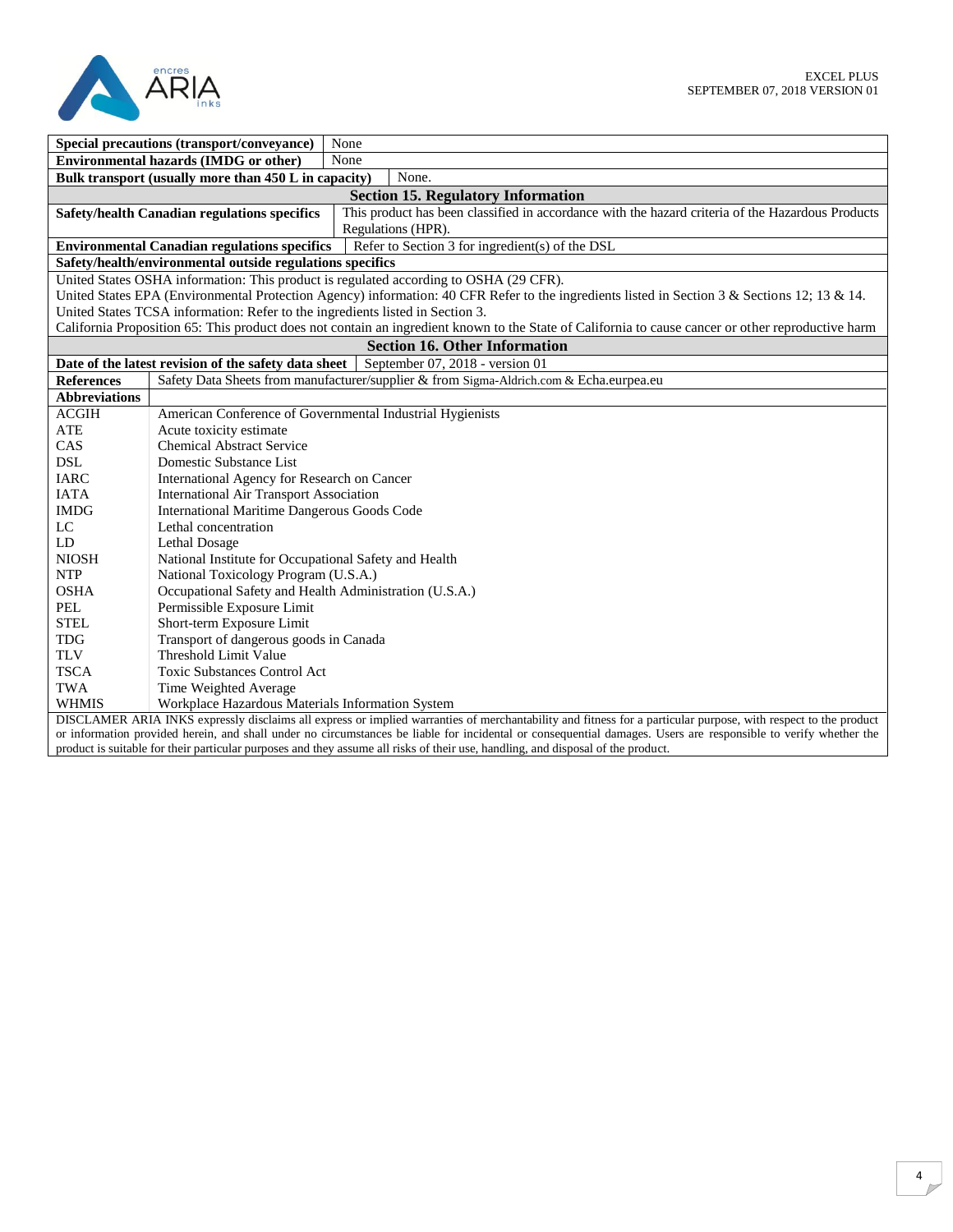| | |
|---|---|
| **Special precautions (transport/conveyance)** | None |
| **Environmental hazards (IMDG or other)** | None |
| **Bulk transport (usually more than 450 L in capacity)** | None. |

## Section 15. Regulatory Information

| | |
|---|---|
| **Safety/health Canadian regulations specifics** | This product has been classified in accordance with the hazard criteria of the Hazardous Products Regulations (HPR). |
| **Environmental Canadian regulations specifics** | Refer to Section 3 for ingredient(s) of the DSL |

**Safety/health/environmental outside regulations specifics**

United States OSHA information: This product is regulated according to OSHA (29 CFR).
United States EPA (Environmental Protection Agency) information: 40 CFR Refer to the ingredients listed in Section 3 & Sections 12; 13 & 14.
United States TCSA information: Refer to the ingredients listed in Section 3.
California Proposition 65: This product does not contain an ingredient known to the State of California to cause cancer or other reproductive harm

## Section 16. Other Information

| | |
|---|---|
| **Date of the latest revision of the safety data sheet** | September 07, 2018 - version 01 |
| **References** | Safety Data Sheets from manufacturer/supplier & from Sigma-Aldrich.com & Echa.eurpea.eu |

| **Abbreviations** | |
|---|---|
| ACGIH | American Conference of Governmental Industrial Hygienists |
| ATE | Acute toxicity estimate |
| CAS | Chemical Abstract Service |
| DSL | Domestic Substance List |
| IARC | International Agency for Research on Cancer |
| IATA | International Air Transport Association |
| IMDG | International Maritime Dangerous Goods Code |
| LC | Lethal concentration |
| LD | Lethal Dosage |
| NIOSH | National Institute for Occupational Safety and Health |
| NTP | National Toxicology Program (U.S.A.) |
| OSHA | Occupational Safety and Health Administration (U.S.A.) |
| PEL | Permissible Exposure Limit |
| STEL | Short-term Exposure Limit |
| TDG | Transport of dangerous goods in Canada |
| TLV | Threshold Limit Value |
| TSCA | Toxic Substances Control Act |
| TWA | Time Weighted Average |
| WHMIS | Workplace Hazardous Materials Information System |

DISCLAMER ARIA INKS expressly disclaims all express or implied warranties of merchantability and fitness for a particular purpose, with respect to the product or information provided herein, and shall under no circumstances be liable for incidental or consequential damages. Users are responsible to verify whether the product is suitable for their particular purposes and they assume all risks of their use, handling, and disposal of the product.